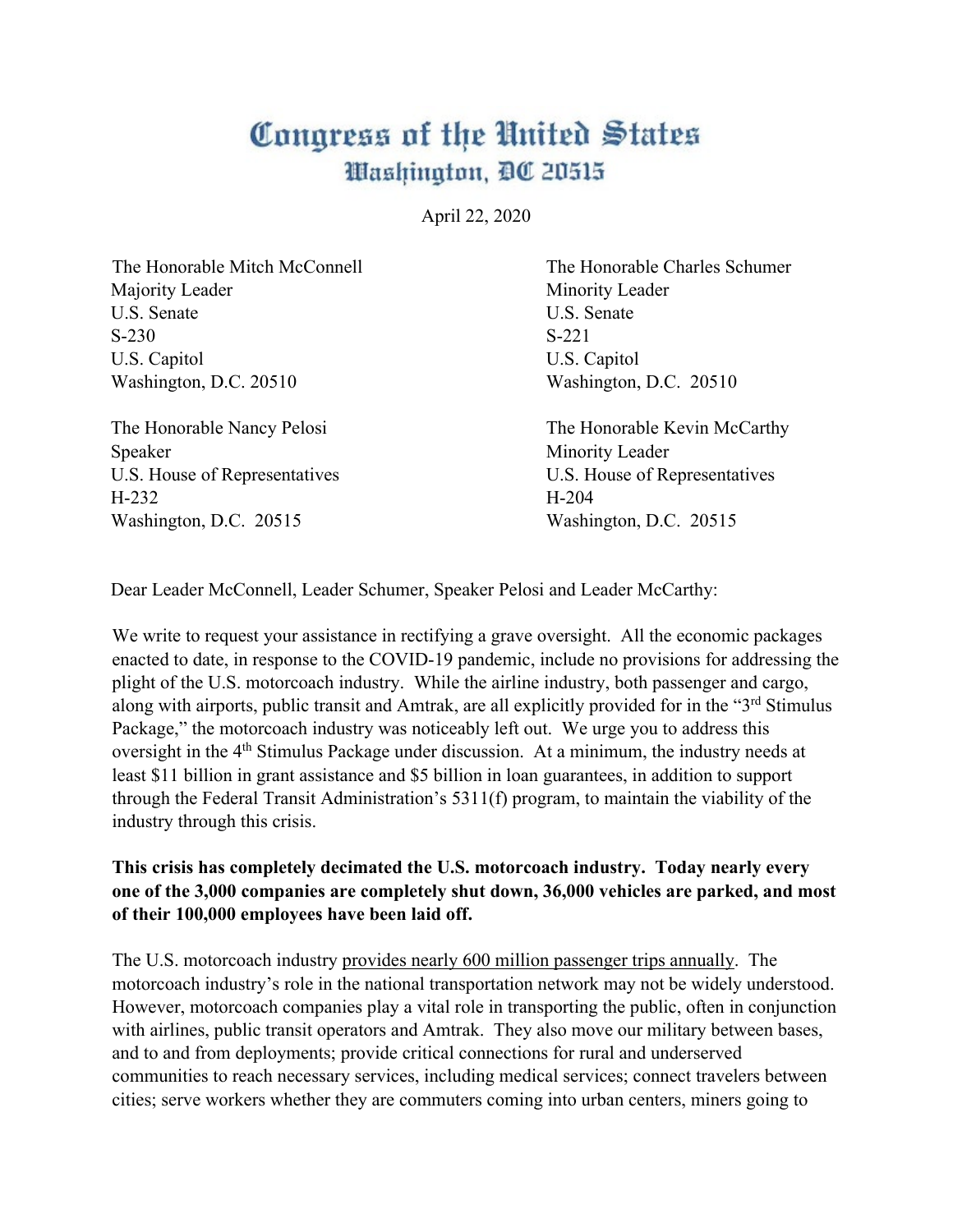# Congress of the United States
## Washington, DC 20515

April 22, 2020

The Honorable Mitch McConnell
Majority Leader
U.S. Senate
S-230
U.S. Capitol
Washington, D.C. 20510

The Honorable Charles Schumer
Minority Leader
U.S. Senate
S-221
U.S. Capitol
Washington, D.C. 20510

The Honorable Nancy Pelosi
Speaker
U.S. House of Representatives
H-232
Washington, D.C. 20515

The Honorable Kevin McCarthy
Minority Leader
U.S. House of Representatives
H-204
Washington, D.C. 20515

Dear Leader McConnell, Leader Schumer, Speaker Pelosi and Leader McCarthy:

We write to request your assistance in rectifying a grave oversight. All the economic packages enacted to date, in response to the COVID-19 pandemic, include no provisions for addressing the plight of the U.S. motorcoach industry. While the airline industry, both passenger and cargo, along with airports, public transit and Amtrak, are all explicitly provided for in the "3rd Stimulus Package," the motorcoach industry was noticeably left out. We urge you to address this oversight in the 4th Stimulus Package under discussion. At a minimum, the industry needs at least $11 billion in grant assistance and $5 billion in loan guarantees, in addition to support through the Federal Transit Administration's 5311(f) program, to maintain the viability of the industry through this crisis.

**This crisis has completely decimated the U.S. motorcoach industry. Today nearly every one of the 3,000 companies are completely shut down, 36,000 vehicles are parked, and most of their 100,000 employees have been laid off.**

The U.S. motorcoach industry provides nearly 600 million passenger trips annually. The motorcoach industry's role in the national transportation network may not be widely understood. However, motorcoach companies play a vital role in transporting the public, often in conjunction with airlines, public transit operators and Amtrak. They also move our military between bases, and to and from deployments; provide critical connections for rural and underserved communities to reach necessary services, including medical services; connect travelers between cities; serve workers whether they are commuters coming into urban centers, miners going to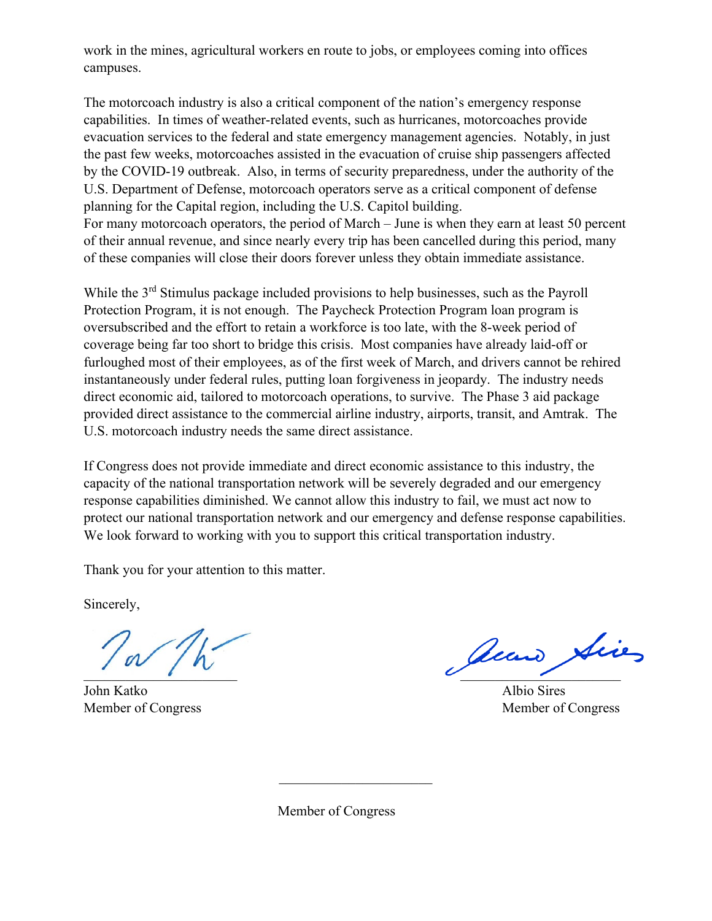work in the mines, agricultural workers en route to jobs, or employees coming into offices campuses.

The motorcoach industry is also a critical component of the nation's emergency response capabilities. In times of weather-related events, such as hurricanes, motorcoaches provide evacuation services to the federal and state emergency management agencies. Notably, in just the past few weeks, motorcoaches assisted in the evacuation of cruise ship passengers affected by the COVID-19 outbreak. Also, in terms of security preparedness, under the authority of the U.S. Department of Defense, motorcoach operators serve as a critical component of defense planning for the Capital region, including the U.S. Capitol building.
For many motorcoach operators, the period of March – June is when they earn at least 50 percent of their annual revenue, and since nearly every trip has been cancelled during this period, many of these companies will close their doors forever unless they obtain immediate assistance.

While the 3rd Stimulus package included provisions to help businesses, such as the Payroll Protection Program, it is not enough. The Paycheck Protection Program loan program is oversubscribed and the effort to retain a workforce is too late, with the 8-week period of coverage being far too short to bridge this crisis. Most companies have already laid-off or furloughed most of their employees, as of the first week of March, and drivers cannot be rehired instantaneously under federal rules, putting loan forgiveness in jeopardy. The industry needs direct economic aid, tailored to motorcoach operations, to survive. The Phase 3 aid package provided direct assistance to the commercial airline industry, airports, transit, and Amtrak. The U.S. motorcoach industry needs the same direct assistance.

If Congress does not provide immediate and direct economic assistance to this industry, the capacity of the national transportation network will be severely degraded and our emergency response capabilities diminished. We cannot allow this industry to fail, we must act now to protect our national transportation network and our emergency and defense response capabilities. We look forward to working with you to support this critical transportation industry.

Thank you for your attention to this matter.

Sincerely,

John Katko
Member of Congress

Albio Sires
Member of Congress

\_\_\_\_\_\_\_\_\_\_\_\_\_\_\_\_\_\_\_\_\_\_

Member of Congress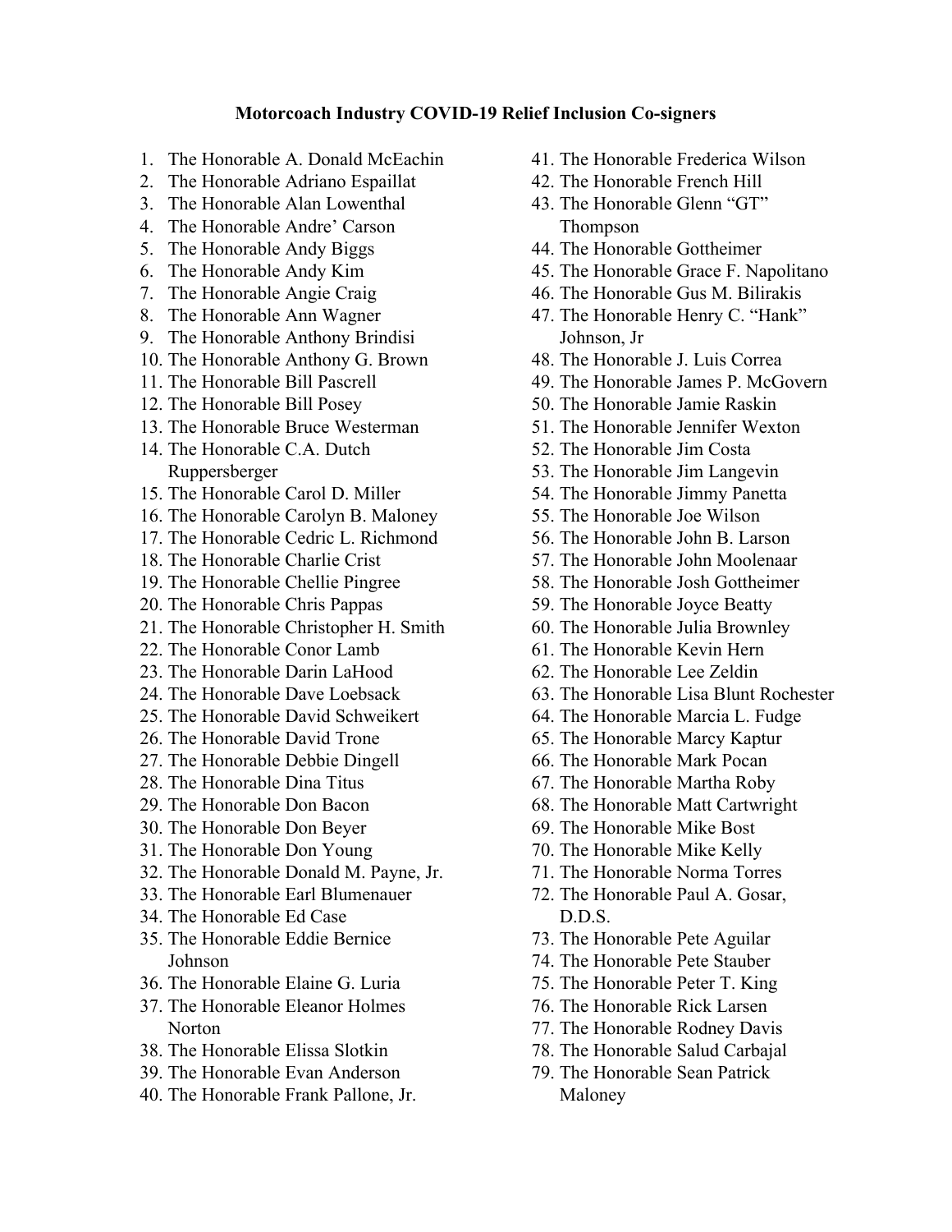**Motorcoach Industry COVID-19 Relief Inclusion Co-signers**

1. The Honorable A. Donald McEachin
2. The Honorable Adriano Espaillat
3. The Honorable Alan Lowenthal
4. The Honorable Andre' Carson
5. The Honorable Andy Biggs
6. The Honorable Andy Kim
7. The Honorable Angie Craig
8. The Honorable Ann Wagner
9. The Honorable Anthony Brindisi
10. The Honorable Anthony G. Brown
11. The Honorable Bill Pascrell
12. The Honorable Bill Posey
13. The Honorable Bruce Westerman
14. The Honorable C.A. Dutch Ruppersberger
15. The Honorable Carol D. Miller
16. The Honorable Carolyn B. Maloney
17. The Honorable Cedric L. Richmond
18. The Honorable Charlie Crist
19. The Honorable Chellie Pingree
20. The Honorable Chris Pappas
21. The Honorable Christopher H. Smith
22. The Honorable Conor Lamb
23. The Honorable Darin LaHood
24. The Honorable Dave Loebsack
25. The Honorable David Schweikert
26. The Honorable David Trone
27. The Honorable Debbie Dingell
28. The Honorable Dina Titus
29. The Honorable Don Bacon
30. The Honorable Don Beyer
31. The Honorable Don Young
32. The Honorable Donald M. Payne, Jr.
33. The Honorable Earl Blumenauer
34. The Honorable Ed Case
35. The Honorable Eddie Bernice Johnson
36. The Honorable Elaine G. Luria
37. The Honorable Eleanor Holmes Norton
38. The Honorable Elissa Slotkin
39. The Honorable Evan Anderson
40. The Honorable Frank Pallone, Jr.
41. The Honorable Frederica Wilson
42. The Honorable French Hill
43. The Honorable Glenn "GT" Thompson
44. The Honorable Gottheimer
45. The Honorable Grace F. Napolitano
46. The Honorable Gus M. Bilirakis
47. The Honorable Henry C. "Hank" Johnson, Jr
48. The Honorable J. Luis Correa
49. The Honorable James P. McGovern
50. The Honorable Jamie Raskin
51. The Honorable Jennifer Wexton
52. The Honorable Jim Costa
53. The Honorable Jim Langevin
54. The Honorable Jimmy Panetta
55. The Honorable Joe Wilson
56. The Honorable John B. Larson
57. The Honorable John Moolenaar
58. The Honorable Josh Gottheimer
59. The Honorable Joyce Beatty
60. The Honorable Julia Brownley
61. The Honorable Kevin Hern
62. The Honorable Lee Zeldin
63. The Honorable Lisa Blunt Rochester
64. The Honorable Marcia L. Fudge
65. The Honorable Marcy Kaptur
66. The Honorable Mark Pocan
67. The Honorable Martha Roby
68. The Honorable Matt Cartwright
69. The Honorable Mike Bost
70. The Honorable Mike Kelly
71. The Honorable Norma Torres
72. The Honorable Paul A. Gosar, D.D.S.
73. The Honorable Pete Aguilar
74. The Honorable Pete Stauber
75. The Honorable Peter T. King
76. The Honorable Rick Larsen
77. The Honorable Rodney Davis
78. The Honorable Salud Carbajal
79. The Honorable Sean Patrick Maloney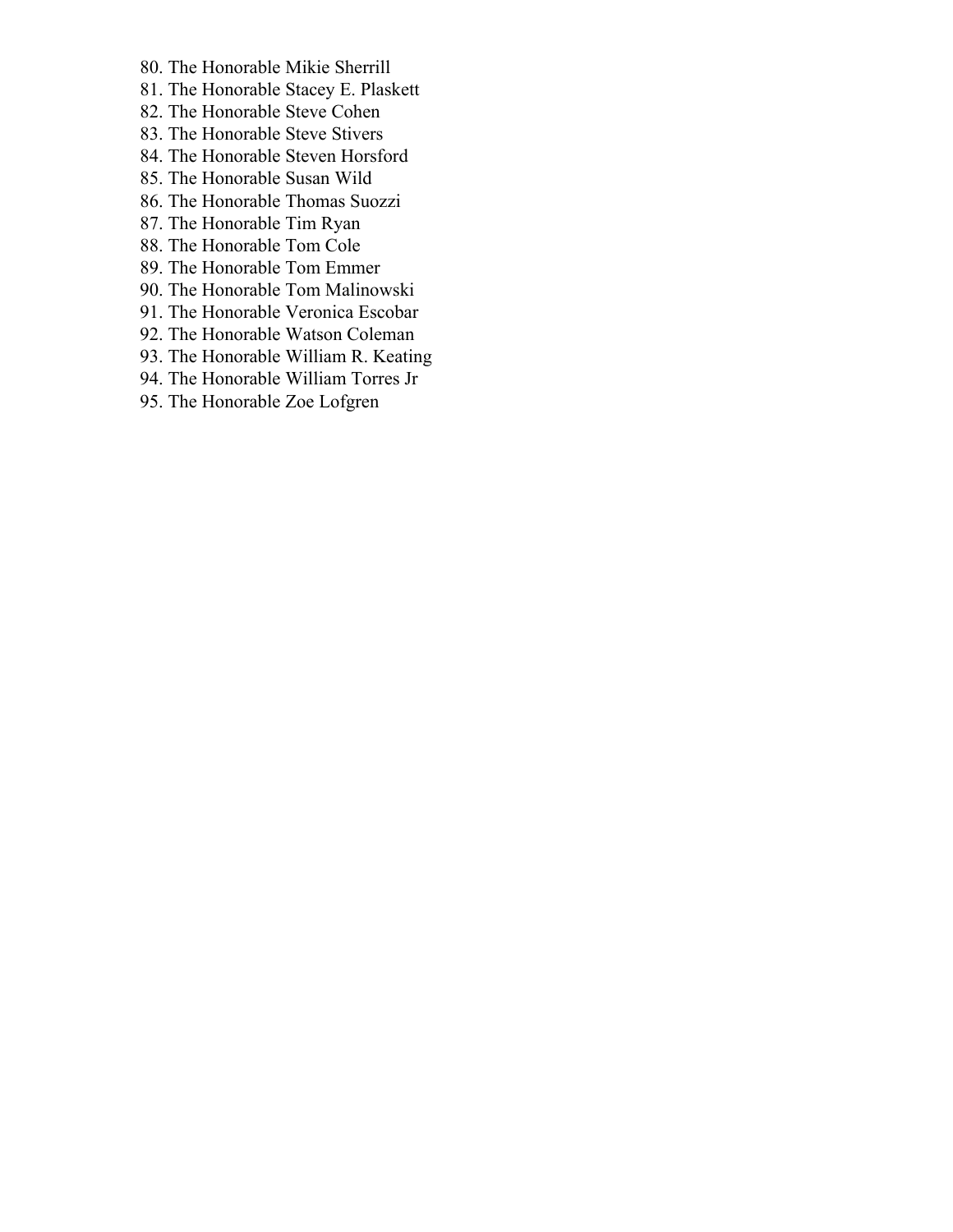80. The Honorable Mikie Sherrill
81. The Honorable Stacey E. Plaskett
82. The Honorable Steve Cohen
83. The Honorable Steve Stivers
84. The Honorable Steven Horsford
85. The Honorable Susan Wild
86. The Honorable Thomas Suozzi
87. The Honorable Tim Ryan
88. The Honorable Tom Cole
89. The Honorable Tom Emmer
90. The Honorable Tom Malinowski
91. The Honorable Veronica Escobar
92. The Honorable Watson Coleman
93. The Honorable William R. Keating
94. The Honorable William Torres Jr
95. The Honorable Zoe Lofgren